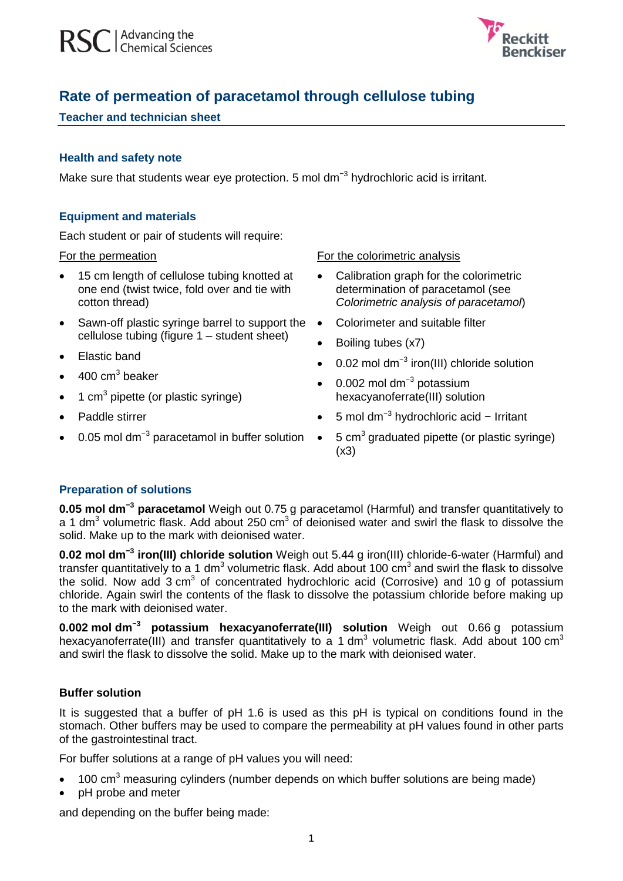# Rate of permeation of paracetamol through cellulose tubing

## Teacher and technician sheet

### Health and safety note

Make sure that students wear eye protection. 5 mol $dm^{-3}$ hydrochloric acid is irritant.

### Equipment and materials

Each student or pair of students will require:

For the permeation

- 15 cm length of cellulose tubing knotted at one end (twist twice, fold over and tie with cotton thread)
- Sawn-off plastic syringe barrel to support the cellulose tubing (figure 1 – student sheet)
- Elastic band
- 400 $cm^3$ beaker
- 1 $cm^3$ pipette (or plastic syringe)
- Paddle stirrer
- 0.05 mol $dm^{-3}$ paracetamol in buffer solution

For the colorimetric analysis

- Calibration graph for the colorimetric determination of paracetamol (see *Colorimetric analysis of paracetamol*)
- Colorimeter and suitable filter
- Boiling tubes (x7)
- 0.02 mol $dm^{-3}$ iron(III) chloride solution
- 0.002 mol $dm^{-3}$ potassium hexacyanoferrate(III) solution
- 5 mol $dm^{-3}$ hydrochloric acid − Irritant
- 5 $cm^3$ graduated pipette (or plastic syringe) (x3)

### Preparation of solutions

**0.05 mol $dm^{-3}$ paracetamol** Weigh out 0.75 g paracetamol (Harmful) and transfer quantitatively to a 1 $dm^3$ volumetric flask. Add about 250 $cm^3$ of deionised water and swirl the flask to dissolve the solid. Make up to the mark with deionised water.

**0.02 mol $dm^{-3}$ iron(III) chloride solution** Weigh out 5.44 g iron(III) chloride-6-water (Harmful) and transfer quantitatively to a 1 $dm^3$ volumetric flask. Add about 100 $cm^3$ and swirl the flask to dissolve the solid. Now add 3 $cm^3$ of concentrated hydrochloric acid (Corrosive) and 10 g of potassium chloride. Again swirl the contents of the flask to dissolve the potassium chloride before making up to the mark with deionised water.

**0.002 mol $dm^{-3}$ potassium hexacyanoferrate(III) solution** Weigh out 0.66 g potassium hexacyanoferrate(III) and transfer quantitatively to a 1 $dm^3$ volumetric flask. Add about 100 $cm^3$ and swirl the flask to dissolve the solid. Make up to the mark with deionised water.

### Buffer solution

It is suggested that a buffer of pH 1.6 is used as this pH is typical on conditions found in the stomach. Other buffers may be used to compare the permeability at pH values found in other parts of the gastrointestinal tract.

For buffer solutions at a range of pH values you will need:

- 100 $cm^3$ measuring cylinders (number depends on which buffer solutions are being made)
- pH probe and meter

and depending on the buffer being made: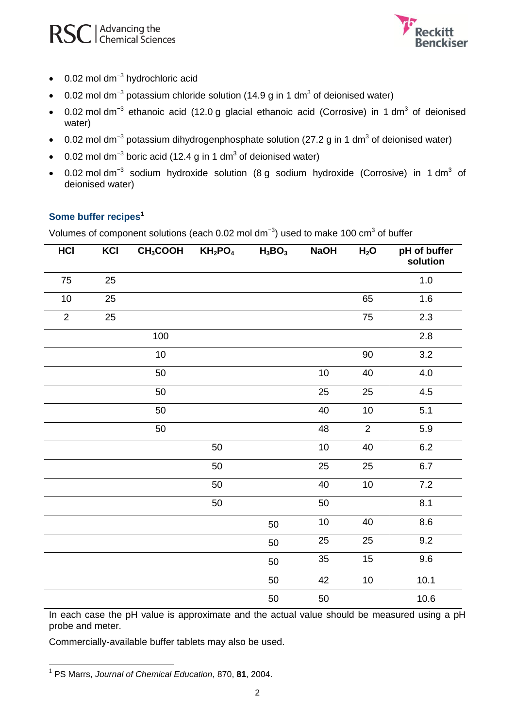- 0.02 mol dm$^{-3}$ hydrochloric acid
- 0.02 mol dm$^{-3}$ potassium chloride solution (14.9 g in 1 dm$^{3}$ of deionised water)
- 0.02 mol dm$^{-3}$ ethanoic acid (12.0 g glacial ethanoic acid (Corrosive) in 1 dm$^{3}$ of deionised water)
- 0.02 mol dm$^{-3}$ potassium dihydrogenphosphate solution (27.2 g in 1 dm$^{3}$ of deionised water)
- 0.02 mol dm$^{-3}$ boric acid (12.4 g in 1 dm$^{3}$ of deionised water)
- 0.02 mol dm$^{-3}$ sodium hydroxide solution (8 g sodium hydroxide (Corrosive) in 1 dm$^{3}$ of deionised water)

### Some buffer recipes[1]

Volumes of component solutions (each 0.02 mol dm$^{-3}$) used to make 100 cm$^{3}$ of buffer

| $HCl$ | $KCl$ | $CH_3COOH$ | $KH_2PO_4$ | $H_3BO_3$ | $NaOH$ | $H_2O$ | pH of buffer solution |
|---|---|---|---|---|---|---|---|
| 75 | 25 | | | | | | 1.0 |
| 10 | 25 | | | | | 65 | 1.6 |
| 2 | 25 | | | | | 75 | 2.3 |
| | | 100 | | | | | 2.8 |
| | | 10 | | | | 90 | 3.2 |
| | | 50 | | | 10 | 40 | 4.0 |
| | | 50 | | | 25 | 25 | 4.5 |
| | | 50 | | | 40 | 10 | 5.1 |
| | | 50 | | | 48 | 2 | 5.9 |
| | | | 50 | | 10 | 40 | 6.2 |
| | | | 50 | | 25 | 25 | 6.7 |
| | | | 50 | | 40 | 10 | 7.2 |
| | | | 50 | | 50 | | 8.1 |
| | | | | 50 | 10 | 40 | 8.6 |
| | | | | 50 | 25 | 25 | 9.2 |
| | | | | 50 | 35 | 15 | 9.6 |
| | | | | 50 | 42 | 10 | 10.1 |
| | | | | 50 | 50 | | 10.6 |

In each case the pH value is approximate and the actual value should be measured using a pH probe and meter.

Commercially-available buffer tablets may also be used.

[1] PS Marrs, *Journal of Chemical Education*, 870, **81**, 2004.